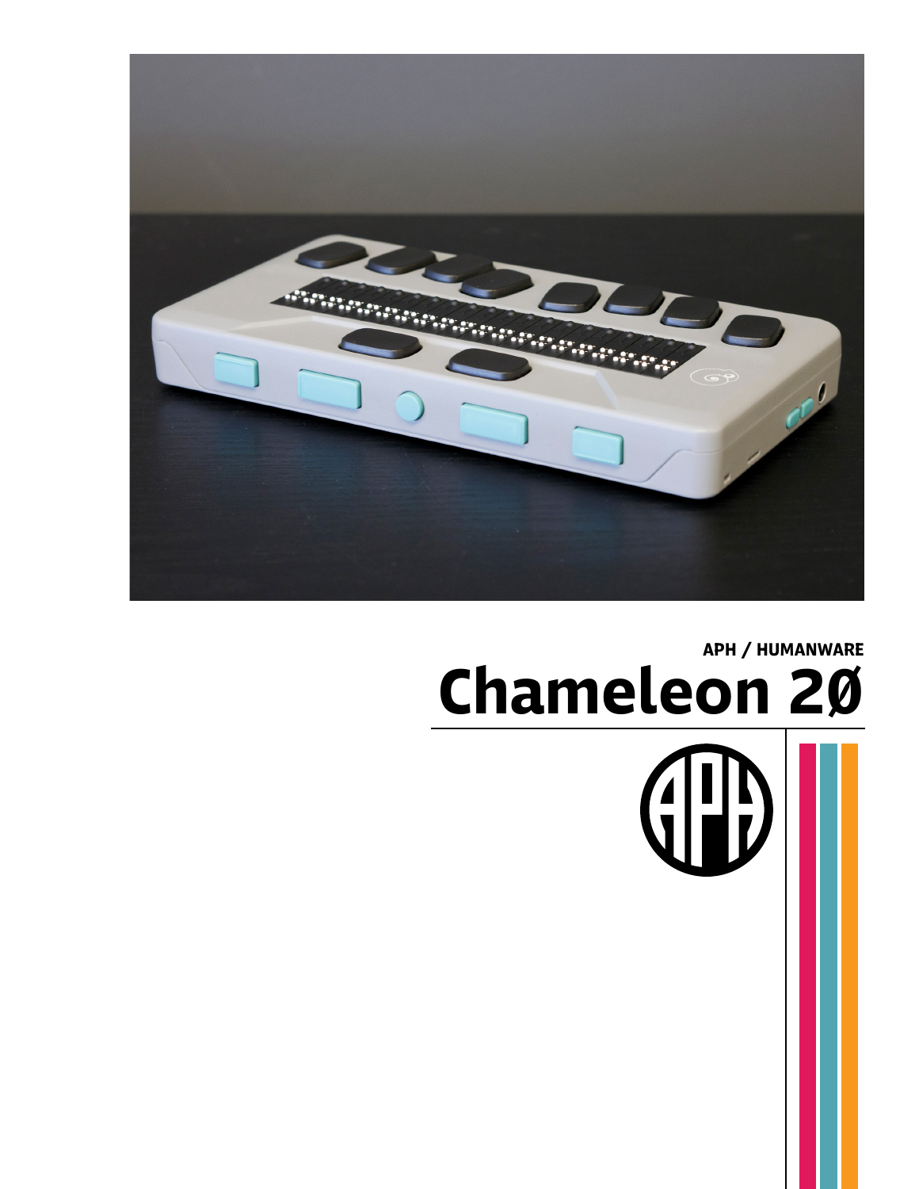APH / HUMANWARE

# Chameleon 20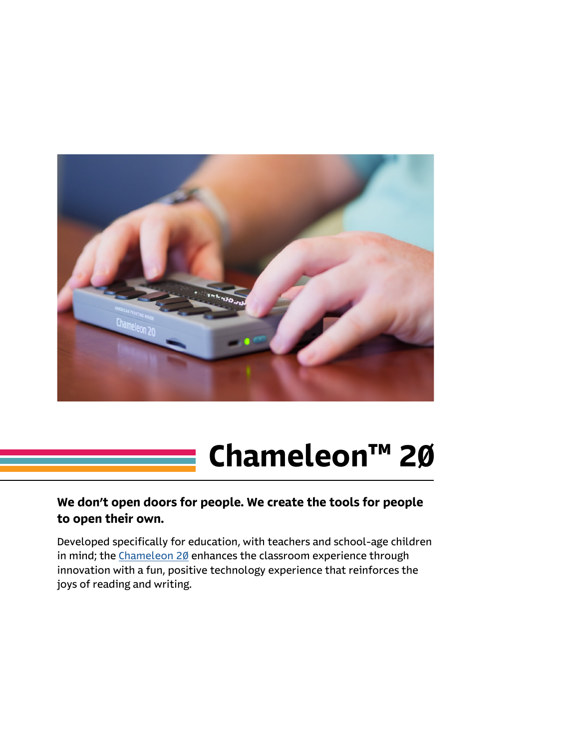# Chameleon™ 20

**We don't open doors for people. We create the tools for people to open their own.**

Developed specifically for education, with teachers and school-age children in mind; the Chameleon 20 enhances the classroom experience through innovation with a fun, positive technology experience that reinforces the joys of reading and writing.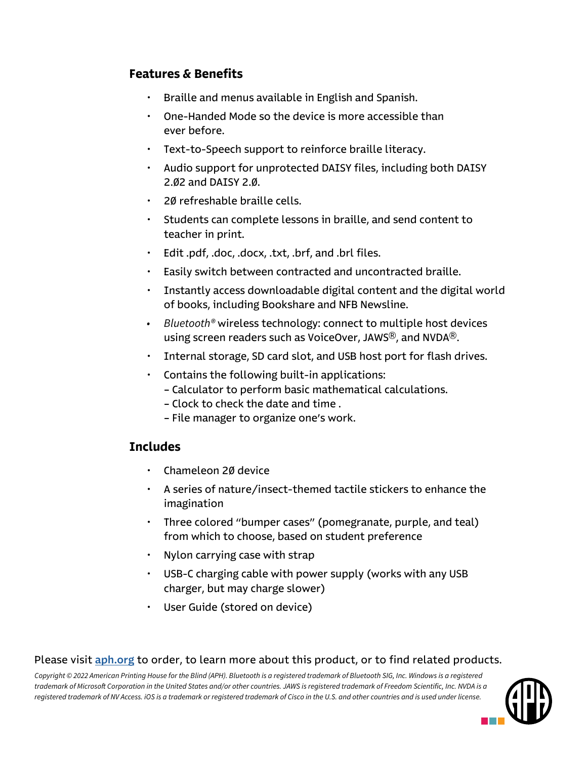## Features & Benefits

- Braille and menus available in English and Spanish.
- One-Handed Mode so the device is more accessible than ever before.
- Text-to-Speech support to reinforce braille literacy.
- Audio support for unprotected DAISY files, including both DAISY 2.Ø2 and DAISY 2.Ø.
- 2Ø refreshable braille cells.
- Students can complete lessons in braille, and send content to teacher in print.
- Edit .pdf, .doc, .docx, .txt, .brf, and .brl files.
- Easily switch between contracted and uncontracted braille.
- Instantly access downloadable digital content and the digital world of books, including Bookshare and NFB Newsline.
- *Bluetooth®* wireless technology: connect to multiple host devices using screen readers such as VoiceOver, JAWS®, and NVDA®.
- Internal storage, SD card slot, and USB host port for flash drives.
- Contains the following built-in applications:
  – Calculator to perform basic mathematical calculations.
  – Clock to check the date and time .
  – File manager to organize one's work.

## Includes

- Chameleon 2Ø device
- A series of nature/insect-themed tactile stickers to enhance the imagination
- Three colored "bumper cases" (pomegranate, purple, and teal) from which to choose, based on student preference
- Nylon carrying case with strap
- USB-C charging cable with power supply (works with any USB charger, but may charge slower)
- User Guide (stored on device)

Please visit [aph.org](aph.org) to order, to learn more about this product, or to find related products.

*Copyright © 2022 American Printing House for the Blind (APH). Bluetooth is a registered trademark of Bluetooth SIG, Inc. Windows is a registered trademark of Microsoft Corporation in the United States and/or other countries. JAWS is registered trademark of Freedom Scientific, Inc. NVDA is a registered trademark of NV Access. iOS is a trademark or registered trademark of Cisco in the U.S. and other countries and is used under license.*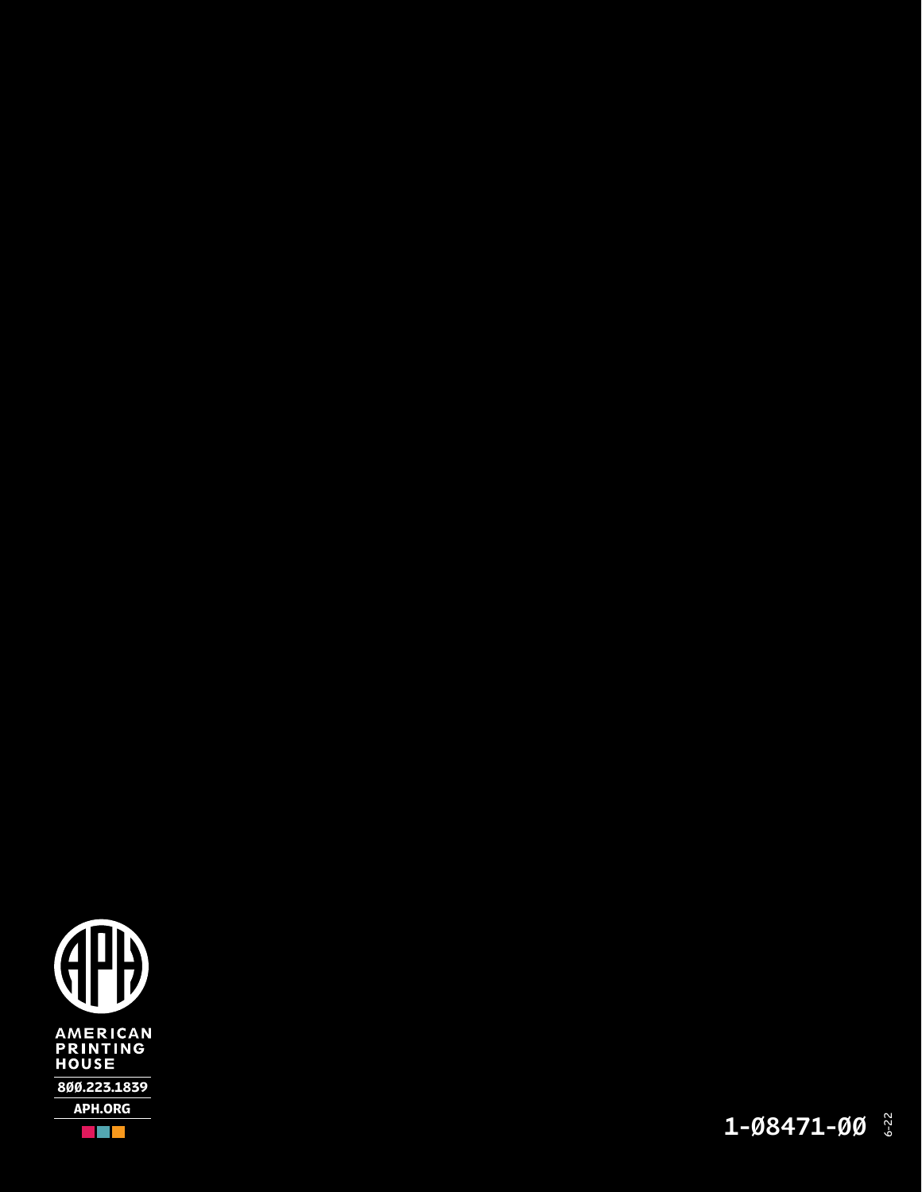AMERICAN
PRINTING
HOUSE

8ØØ.223.1839

APH.ORG

1-Ø8471-ØØ

6-22